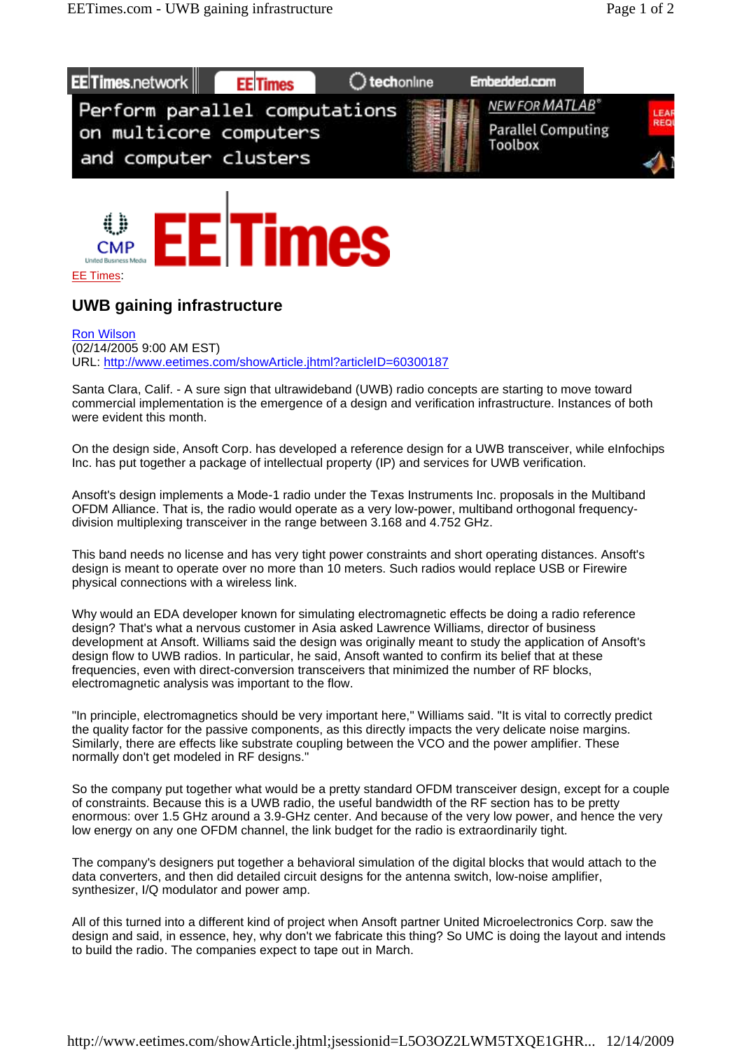EE Times:

# UWB gaining infrastructure

Ron Wilson
(02/14/2005 9:00 AM EST)
URL: http://www.eetimes.com/showArticle.jhtml?articleID=60300187

Santa Clara, Calif. - A sure sign that ultrawideband (UWB) radio concepts are starting to move toward commercial implementation is the emergence of a design and verification infrastructure. Instances of both were evident this month.

On the design side, Ansoft Corp. has developed a reference design for a UWB transceiver, while eInfochips Inc. has put together a package of intellectual property (IP) and services for UWB verification.

Ansoft's design implements a Mode-1 radio under the Texas Instruments Inc. proposals in the Multiband OFDM Alliance. That is, the radio would operate as a very low-power, multiband orthogonal frequency-division multiplexing transceiver in the range between 3.168 and 4.752 GHz.

This band needs no license and has very tight power constraints and short operating distances. Ansoft's design is meant to operate over no more than 10 meters. Such radios would replace USB or Firewire physical connections with a wireless link.

Why would an EDA developer known for simulating electromagnetic effects be doing a radio reference design? That's what a nervous customer in Asia asked Lawrence Williams, director of business development at Ansoft. Williams said the design was originally meant to study the application of Ansoft's design flow to UWB radios. In particular, he said, Ansoft wanted to confirm its belief that at these frequencies, even with direct-conversion transceivers that minimized the number of RF blocks, electromagnetic analysis was important to the flow.

"In principle, electromagnetics should be very important here," Williams said. "It is vital to correctly predict the quality factor for the passive components, as this directly impacts the very delicate noise margins. Similarly, there are effects like substrate coupling between the VCO and the power amplifier. These normally don't get modeled in RF designs."

So the company put together what would be a pretty standard OFDM transceiver design, except for a couple of constraints. Because this is a UWB radio, the useful bandwidth of the RF section has to be pretty enormous: over 1.5 GHz around a 3.9-GHz center. And because of the very low power, and hence the very low energy on any one OFDM channel, the link budget for the radio is extraordinarily tight.

The company's designers put together a behavioral simulation of the digital blocks that would attach to the data converters, and then did detailed circuit designs for the antenna switch, low-noise amplifier, synthesizer, I/Q modulator and power amp.

All of this turned into a different kind of project when Ansoft partner United Microelectronics Corp. saw the design and said, in essence, hey, why don't we fabricate this thing? So UMC is doing the layout and intends to build the radio. The companies expect to tape out in March.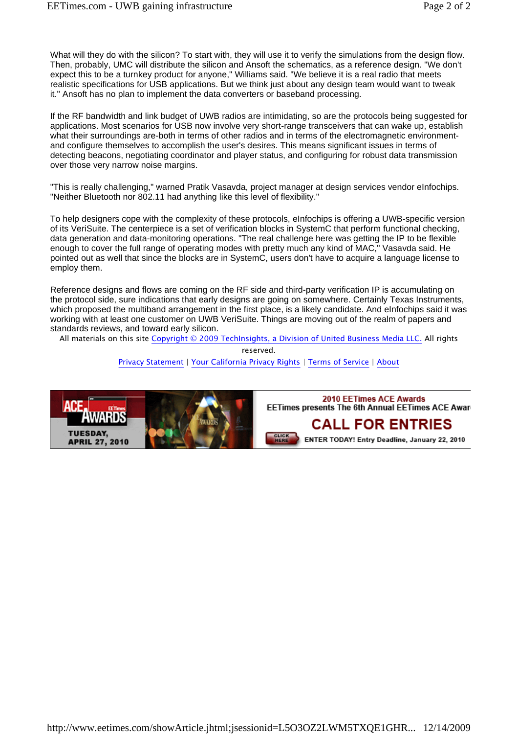What will they do with the silicon? To start with, they will use it to verify the simulations from the design flow. Then, probably, UMC will distribute the silicon and Ansoft the schematics, as a reference design. "We don't expect this to be a turnkey product for anyone," Williams said. "We believe it is a real radio that meets realistic specifications for USB applications. But we think just about any design team would want to tweak it." Ansoft has no plan to implement the data converters or baseband processing.

If the RF bandwidth and link budget of UWB radios are intimidating, so are the protocols being suggested for applications. Most scenarios for USB now involve very short-range transceivers that can wake up, establish what their surroundings are-both in terms of other radios and in terms of the electromagnetic environment-and configure themselves to accomplish the user's desires. This means significant issues in terms of detecting beacons, negotiating coordinator and player status, and configuring for robust data transmission over those very narrow noise margins.

"This is really challenging," warned Pratik Vasavda, project manager at design services vendor eInfochips. "Neither Bluetooth nor 802.11 had anything like this level of flexibility."

To help designers cope with the complexity of these protocols, eInfochips is offering a UWB-specific version of its VeriSuite. The centerpiece is a set of verification blocks in SystemC that perform functional checking, data generation and data-monitoring operations. "The real challenge here was getting the IP to be flexible enough to cover the full range of operating modes with pretty much any kind of MAC," Vasavda said. He pointed out as well that since the blocks are in SystemC, users don't have to acquire a language license to employ them.

Reference designs and flows are coming on the RF side and third-party verification IP is accumulating on the protocol side, sure indications that early designs are going on somewhere. Certainly Texas Instruments, which proposed the multiband arrangement in the first place, is a likely candidate. And eInfochips said it was working with at least one customer on UWB VeriSuite. Things are moving out of the realm of papers and standards reviews, and toward early silicon.

All materials on this site Copyright © 2009 TechInsights, a Division of United Business Media LLC. All rights reserved.

Privacy Statement | Your California Privacy Rights | Terms of Service | About

ACE AWARDS EETimes TUESDAY, APRIL 27, 2010

2010 EETimes ACE Awards
EETimes presents The 6th Annual EETimes ACE Awar

CALL FOR ENTRIES

CLICK HERE

ENTER TODAY! Entry Deadline, January 22, 2010